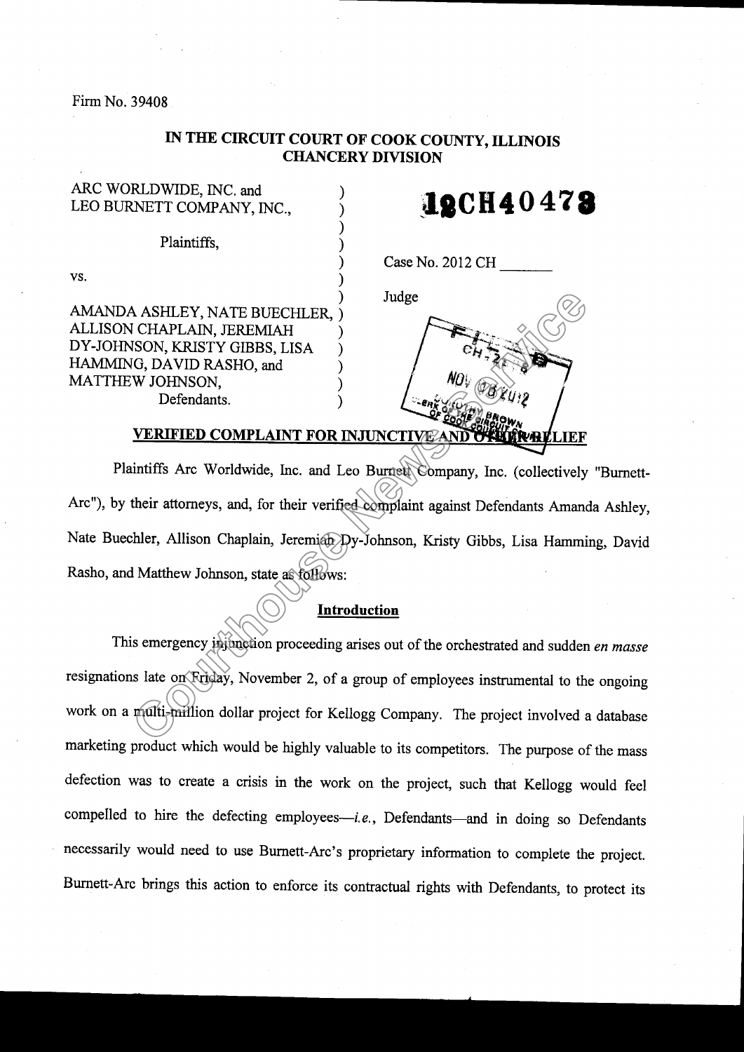Firm No. 39408

# IN THE CIRCUIT COURT OF COOK COUNTY, ILLINOIS
# CHANCERY DIVISION

ARC WORLDWIDE, INC. and LEO BURNETT COMPANY, INC.,

Plaintiffs,

vs.

AMANDA ASHLEY, NATE BUECHLER, ALLISON CHAPLAIN, JEREMIAH DY-JOHNSON, KRISTY GIBBS, LISA HAMMING, DAVID RASHO, and MATTHEW JOHNSON,

Defendants.

**12CH40478**

Case No. 2012 CH _______

Judge

FILED CH-? NOV 05 2012 CLERK OF THE CIRCUIT COURT OF COOK COUNTY

## VERIFIED COMPLAINT FOR INJUNCTIVE AND OTHER RELIEF

Plaintiffs Arc Worldwide, Inc. and Leo Burnett Company, Inc. (collectively "Burnett-Arc"), by their attorneys, and, for their verified complaint against Defendants Amanda Ashley, Nate Buechler, Allison Chaplain, Jeremiah Dy-Johnson, Kristy Gibbs, Lisa Hamming, David Rasho, and Matthew Johnson, state as follows:

### Introduction

This emergency injunction proceeding arises out of the orchestrated and sudden *en masse* resignations late on Friday, November 2, of a group of employees instrumental to the ongoing work on a multi-million dollar project for Kellogg Company. The project involved a database marketing product which would be highly valuable to its competitors. The purpose of the mass defection was to create a crisis in the work on the project, such that Kellogg would feel compelled to hire the defecting employees—*i.e.*, Defendants—and in doing so Defendants necessarily would need to use Burnett-Arc's proprietary information to complete the project. Burnett-Arc brings this action to enforce its contractual rights with Defendants, to protect its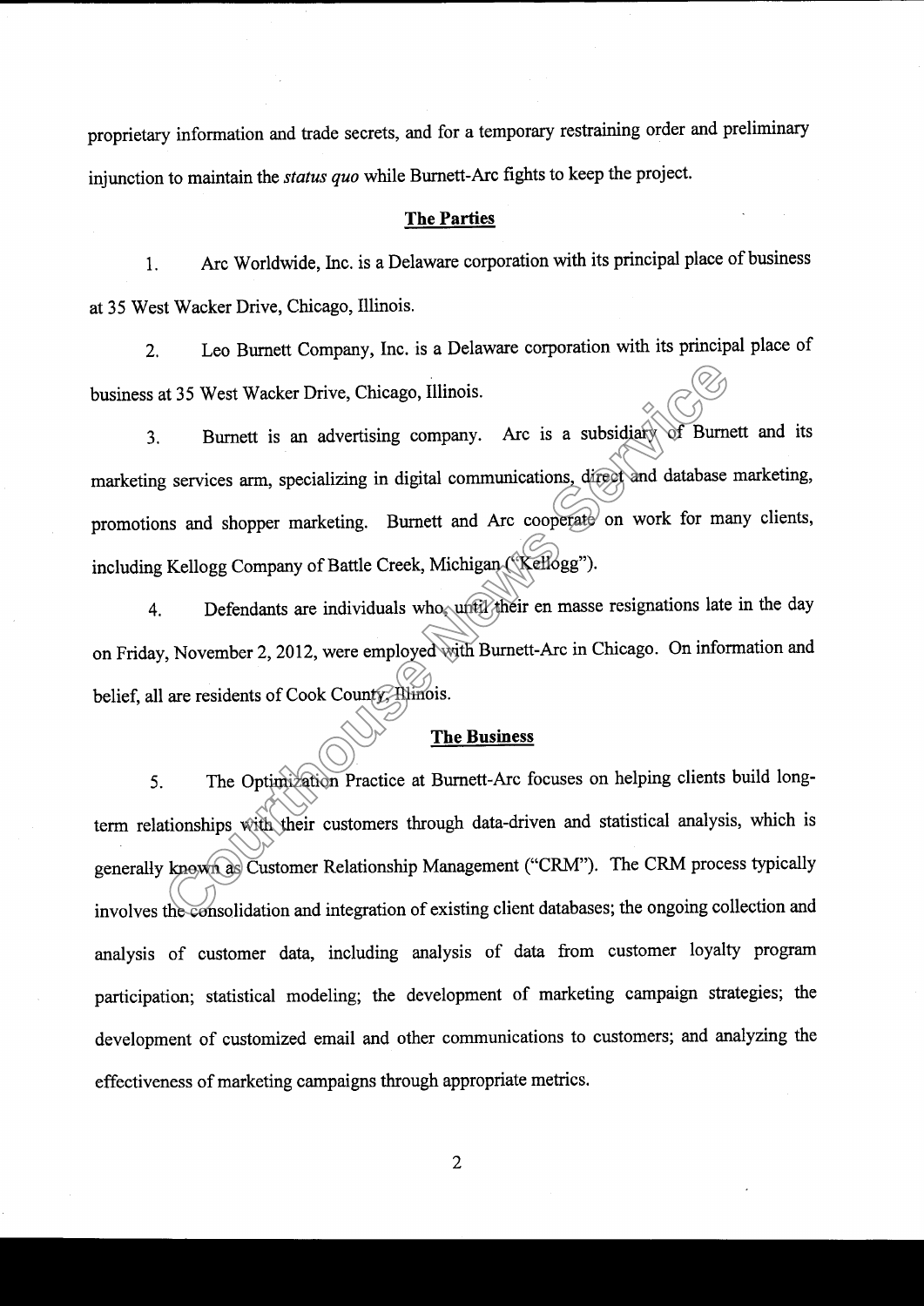proprietary information and trade secrets, and for a temporary restraining order and preliminary injunction to maintain the *status quo* while Burnett-Arc fights to keep the project.

## The Parties

1. Arc Worldwide, Inc. is a Delaware corporation with its principal place of business at 35 West Wacker Drive, Chicago, Illinois.

2. Leo Burnett Company, Inc. is a Delaware corporation with its principal place of business at 35 West Wacker Drive, Chicago, Illinois.

3. Burnett is an advertising company. Arc is a subsidiary of Burnett and its marketing services arm, specializing in digital communications, direct and database marketing, promotions and shopper marketing. Burnett and Arc cooperate on work for many clients, including Kellogg Company of Battle Creek, Michigan ("Kellogg").

4. Defendants are individuals who, until their en masse resignations late in the day on Friday, November 2, 2012, were employed with Burnett-Arc in Chicago. On information and belief, all are residents of Cook County, Illinois.

## The Business

5. The Optimization Practice at Burnett-Arc focuses on helping clients build long-term relationships with their customers through data-driven and statistical analysis, which is generally known as Customer Relationship Management ("CRM"). The CRM process typically involves the consolidation and integration of existing client databases; the ongoing collection and analysis of customer data, including analysis of data from customer loyalty program participation; statistical modeling; the development of marketing campaign strategies; the development of customized email and other communications to customers; and analyzing the effectiveness of marketing campaigns through appropriate metrics.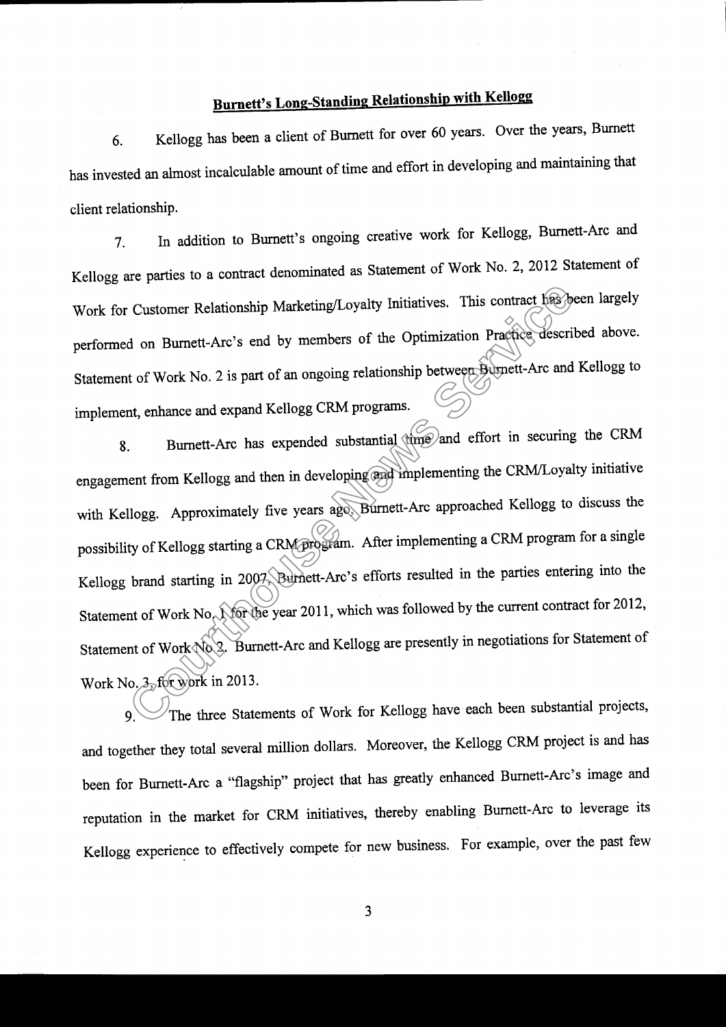## Burnett's Long-Standing Relationship with Kellogg

6. Kellogg has been a client of Burnett for over 60 years. Over the years, Burnett has invested an almost incalculable amount of time and effort in developing and maintaining that client relationship.

7. In addition to Burnett's ongoing creative work for Kellogg, Burnett-Arc and Kellogg are parties to a contract denominated as Statement of Work No. 2, 2012 Statement of Work for Customer Relationship Marketing/Loyalty Initiatives. This contract has been largely performed on Burnett-Arc's end by members of the Optimization Practice described above. Statement of Work No. 2 is part of an ongoing relationship between Burnett-Arc and Kellogg to implement, enhance and expand Kellogg CRM programs.

8. Burnett-Arc has expended substantial time and effort in securing the CRM engagement from Kellogg and then in developing and implementing the CRM/Loyalty initiative with Kellogg. Approximately five years ago, Burnett-Arc approached Kellogg to discuss the possibility of Kellogg starting a CRM program. After implementing a CRM program for a single Kellogg brand starting in 2007, Burnett-Arc's efforts resulted in the parties entering into the Statement of Work No. 1 for the year 2011, which was followed by the current contract for 2012, Statement of Work No 2. Burnett-Arc and Kellogg are presently in negotiations for Statement of Work No. 3, for work in 2013.

9. The three Statements of Work for Kellogg have each been substantial projects, and together they total several million dollars. Moreover, the Kellogg CRM project is and has been for Burnett-Arc a "flagship" project that has greatly enhanced Burnett-Arc's image and reputation in the market for CRM initiatives, thereby enabling Burnett-Arc to leverage its Kellogg experience to effectively compete for new business. For example, over the past few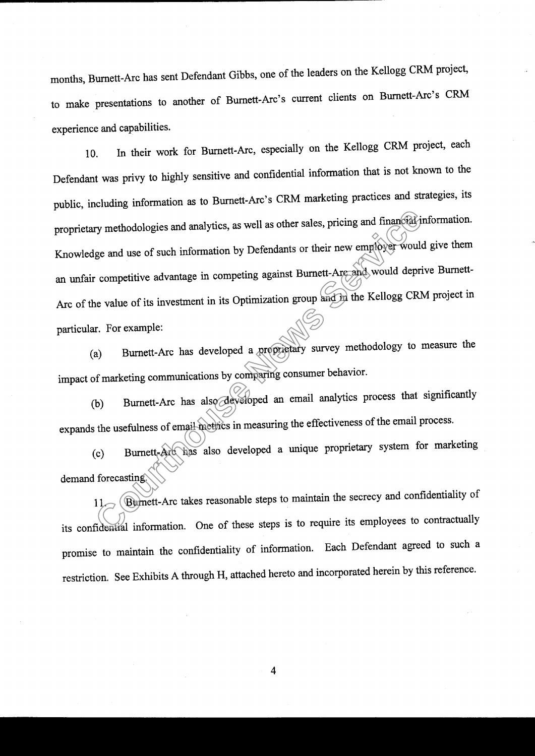months, Burnett-Arc has sent Defendant Gibbs, one of the leaders on the Kellogg CRM project, to make presentations to another of Burnett-Arc's current clients on Burnett-Arc's CRM experience and capabilities.

10. In their work for Burnett-Arc, especially on the Kellogg CRM project, each Defendant was privy to highly sensitive and confidential information that is not known to the public, including information as to Burnett-Arc's CRM marketing practices and strategies, its proprietary methodologies and analytics, as well as other sales, pricing and financial information. Knowledge and use of such information by Defendants or their new employer would give them an unfair competitive advantage in competing against Burnett-Arc and would deprive Burnett-Arc of the value of its investment in its Optimization group and in the Kellogg CRM project in particular. For example:

(a) Burnett-Arc has developed a proprietary survey methodology to measure the impact of marketing communications by comparing consumer behavior.

(b) Burnett-Arc has also developed an email analytics process that significantly expands the usefulness of email metrics in measuring the effectiveness of the email process.

(c) Burnett-Arc has also developed a unique proprietary system for marketing demand forecasting.

11. Burnett-Arc takes reasonable steps to maintain the secrecy and confidentiality of its confidential information. One of these steps is to require its employees to contractually promise to maintain the confidentiality of information. Each Defendant agreed to such a restriction. See Exhibits A through H, attached hereto and incorporated herein by this reference.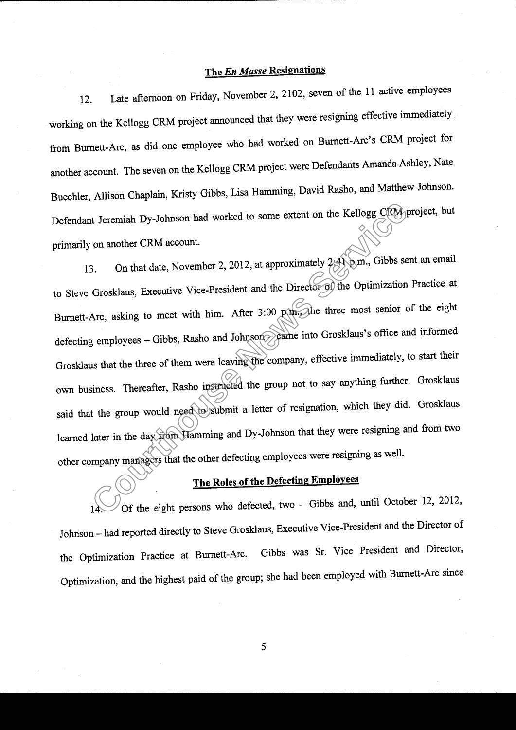## The *En Masse* Resignations

12. Late afternoon on Friday, November 2, 2102, seven of the 11 active employees working on the Kellogg CRM project announced that they were resigning effective immediately from Burnett-Arc, as did one employee who had worked on Burnett-Arc's CRM project for another account. The seven on the Kellogg CRM project were Defendants Amanda Ashley, Nate Buechler, Allison Chaplain, Kristy Gibbs, Lisa Hamming, David Rasho, and Matthew Johnson. Defendant Jeremiah Dy-Johnson had worked to some extent on the Kellogg CRM project, but primarily on another CRM account.

13. On that date, November 2, 2012, at approximately 2:41 p.m., Gibbs sent an email to Steve Grosklaus, Executive Vice-President and the Director of the Optimization Practice at Burnett-Arc, asking to meet with him. After 3:00 p.m., the three most senior of the eight defecting employees – Gibbs, Rasho and Johnson – came into Grosklaus's office and informed Grosklaus that the three of them were leaving the company, effective immediately, to start their own business. Thereafter, Rasho instructed the group not to say anything further. Grosklaus said that the group would need to submit a letter of resignation, which they did. Grosklaus learned later in the day from Hamming and Dy-Johnson that they were resigning and from two other company managers that the other defecting employees were resigning as well.

## The Roles of the Defecting Employees

14. Of the eight persons who defected, two – Gibbs and, until October 12, 2012, Johnson – had reported directly to Steve Grosklaus, Executive Vice-President and the Director of the Optimization Practice at Burnett-Arc. Gibbs was Sr. Vice President and Director, Optimization, and the highest paid of the group; she had been employed with Burnett-Arc since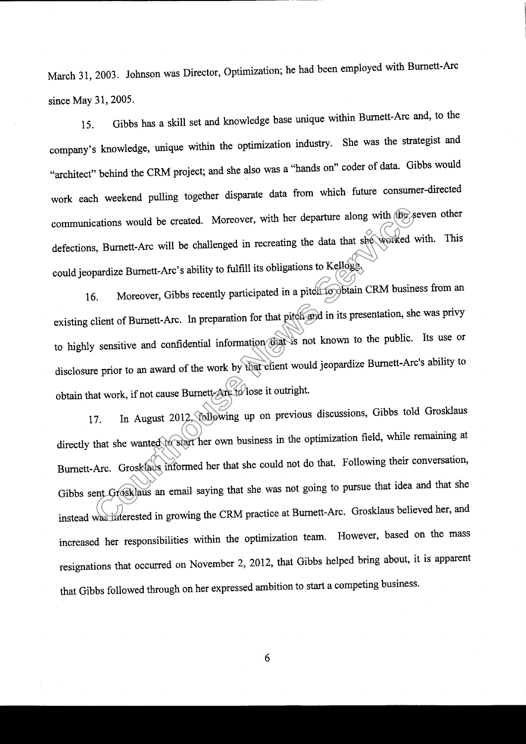March 31, 2003. Johnson was Director, Optimization; he had been employed with Burnett-Arc since May 31, 2005.

15. Gibbs has a skill set and knowledge base unique within Burnett-Arc and, to the company's knowledge, unique within the optimization industry. She was the strategist and "architect" behind the CRM project; and she also was a "hands on" coder of data. Gibbs would work each weekend pulling together disparate data from which future consumer-directed communications would be created. Moreover, with her departure along with the seven other defections, Burnett-Arc will be challenged in recreating the data that she worked with. This could jeopardize Burnett-Arc's ability to fulfill its obligations to Kellogg.

16. Moreover, Gibbs recently participated in a pitch to obtain CRM business from an existing client of Burnett-Arc. In preparation for that pitch and in its presentation, she was privy to highly sensitive and confidential information that is not known to the public. Its use or disclosure prior to an award of the work by that client would jeopardize Burnett-Arc's ability to obtain that work, if not cause Burnett-Arc to lose it outright.

17. In August 2012, following up on previous discussions, Gibbs told Grosklaus directly that she wanted to start her own business in the optimization field, while remaining at Burnett-Arc. Grosklaus informed her that she could not do that. Following their conversation, Gibbs sent Grosklaus an email saying that she was not going to pursue that idea and that she instead was interested in growing the CRM practice at Burnett-Arc. Grosklaus believed her, and increased her responsibilities within the optimization team. However, based on the mass resignations that occurred on November 2, 2012, that Gibbs helped bring about, it is apparent that Gibbs followed through on her expressed ambition to start a competing business.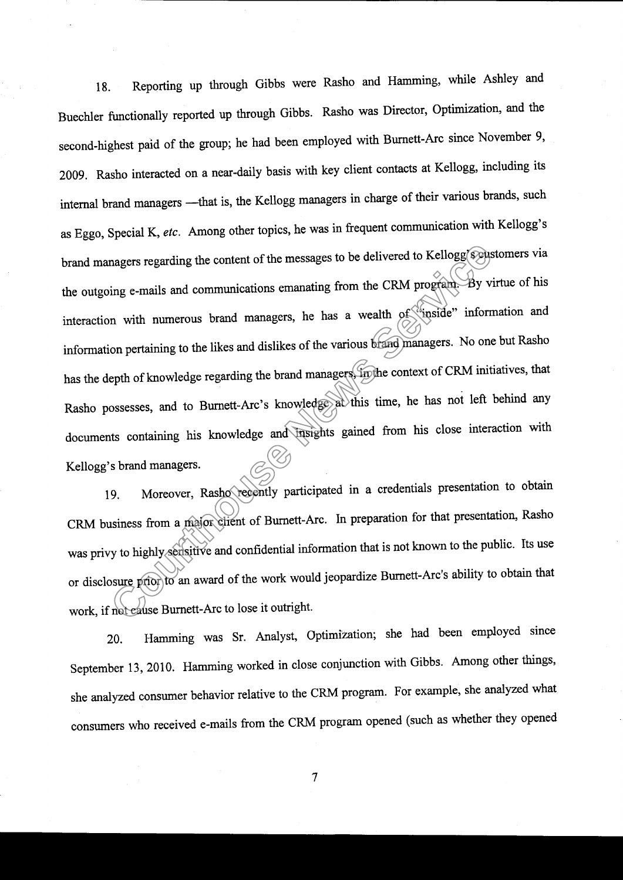18. Reporting up through Gibbs were Rasho and Hamming, while Ashley and Buechler functionally reported up through Gibbs. Rasho was Director, Optimization, and the second-highest paid of the group; he had been employed with Burnett-Arc since November 9, 2009. Rasho interacted on a near-daily basis with key client contacts at Kellogg, including its internal brand managers —that is, the Kellogg managers in charge of their various brands, such as Eggo, Special K, *etc*. Among other topics, he was in frequent communication with Kellogg's brand managers regarding the content of the messages to be delivered to Kellogg's customers via the outgoing e-mails and communications emanating from the CRM program. By virtue of his interaction with numerous brand managers, he has a wealth of "inside" information and information pertaining to the likes and dislikes of the various brand managers. No one but Rasho has the depth of knowledge regarding the brand managers, in the context of CRM initiatives, that Rasho possesses, and to Burnett-Arc's knowledge at this time, he has not left behind any documents containing his knowledge and insights gained from his close interaction with Kellogg's brand managers.

19. Moreover, Rasho recently participated in a credentials presentation to obtain CRM business from a major client of Burnett-Arc. In preparation for that presentation, Rasho was privy to highly sensitive and confidential information that is not known to the public. Its use or disclosure prior to an award of the work would jeopardize Burnett-Arc's ability to obtain that work, if not cause Burnett-Arc to lose it outright.

20. Hamming was Sr. Analyst, Optimization; she had been employed since September 13, 2010. Hamming worked in close conjunction with Gibbs. Among other things, she analyzed consumer behavior relative to the CRM program. For example, she analyzed what consumers who received e-mails from the CRM program opened (such as whether they opened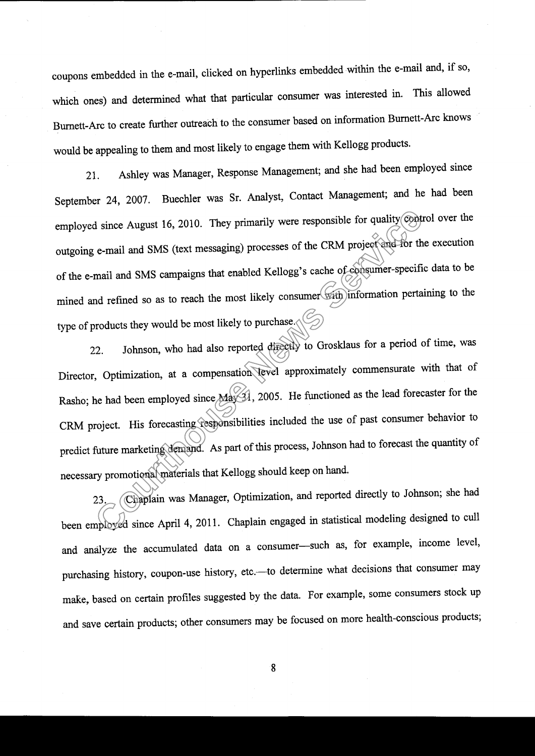coupons embedded in the e-mail, clicked on hyperlinks embedded within the e-mail and, if so, which ones) and determined what that particular consumer was interested in. This allowed Burnett-Arc to create further outreach to the consumer based on information Burnett-Arc knows would be appealing to them and most likely to engage them with Kellogg products.

21. Ashley was Manager, Response Management; and she had been employed since September 24, 2007. Buechler was Sr. Analyst, Contact Management; and he had been employed since August 16, 2010. They primarily were responsible for quality control over the outgoing e-mail and SMS (text messaging) processes of the CRM project and for the execution of the e-mail and SMS campaigns that enabled Kellogg's cache of consumer-specific data to be mined and refined so as to reach the most likely consumer with information pertaining to the type of products they would be most likely to purchase.

22. Johnson, who had also reported directly to Grosklaus for a period of time, was Director, Optimization, at a compensation level approximately commensurate with that of Rasho; he had been employed since May 31, 2005. He functioned as the lead forecaster for the CRM project. His forecasting responsibilities included the use of past consumer behavior to predict future marketing demand. As part of this process, Johnson had to forecast the quantity of necessary promotional materials that Kellogg should keep on hand.

23. Chaplain was Manager, Optimization, and reported directly to Johnson; she had been employed since April 4, 2011. Chaplain engaged in statistical modeling designed to cull and analyze the accumulated data on a consumer—such as, for example, income level, purchasing history, coupon-use history, etc.—to determine what decisions that consumer may make, based on certain profiles suggested by the data. For example, some consumers stock up and save certain products; other consumers may be focused on more health-conscious products;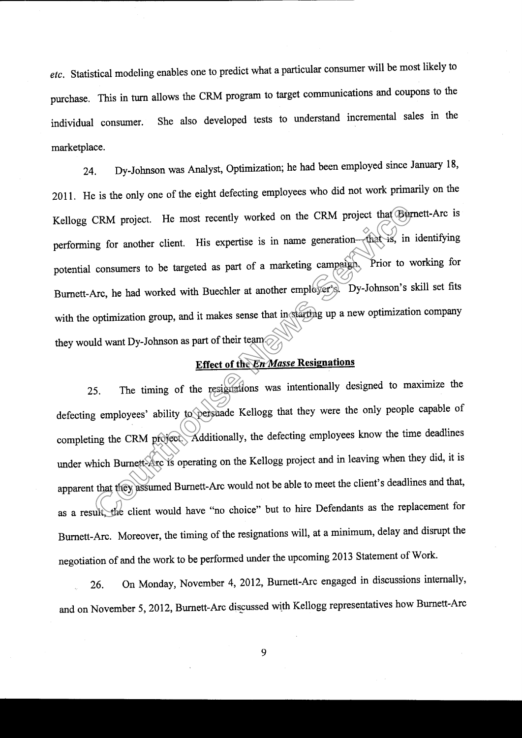*etc.* Statistical modeling enables one to predict what a particular consumer will be most likely to purchase. This in turn allows the CRM program to target communications and coupons to the individual consumer. She also developed tests to understand incremental sales in the marketplace.

24. Dy-Johnson was Analyst, Optimization; he had been employed since January 18, 2011. He is the only one of the eight defecting employees who did not work primarily on the Kellogg CRM project. He most recently worked on the CRM project that Burnett-Arc is performing for another client. His expertise is in name generation—that is, in identifying potential consumers to be targeted as part of a marketing campaign. Prior to working for Burnett-Arc, he had worked with Buechler at another employer's. Dy-Johnson's skill set fits with the optimization group, and it makes sense that in starting up a new optimization company they would want Dy-Johnson as part of their team.

**Effect of the *En Masse* Resignations**

25. The timing of the resignations was intentionally designed to maximize the defecting employees' ability to persuade Kellogg that they were the only people capable of completing the CRM project. Additionally, the defecting employees know the time deadlines under which Burnett-Arc is operating on the Kellogg project and in leaving when they did, it is apparent that they assumed Burnett-Arc would not be able to meet the client's deadlines and that, as a result, the client would have "no choice" but to hire Defendants as the replacement for Burnett-Arc. Moreover, the timing of the resignations will, at a minimum, delay and disrupt the negotiation of and the work to be performed under the upcoming 2013 Statement of Work.

26. On Monday, November 4, 2012, Burnett-Arc engaged in discussions internally, and on November 5, 2012, Burnett-Arc discussed with Kellogg representatives how Burnett-Arc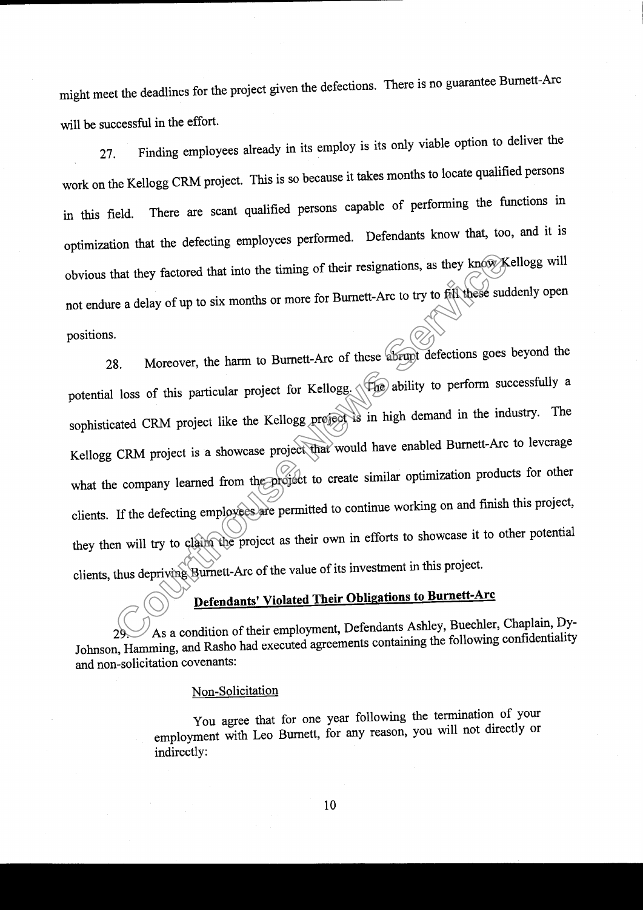might meet the deadlines for the project given the defections. There is no guarantee Burnett-Arc will be successful in the effort.

27. Finding employees already in its employ is its only viable option to deliver the work on the Kellogg CRM project. This is so because it takes months to locate qualified persons in this field. There are scant qualified persons capable of performing the functions in optimization that the defecting employees performed. Defendants know that, too, and it is obvious that they factored that into the timing of their resignations, as they know Kellogg will not endure a delay of up to six months or more for Burnett-Arc to try to fill these suddenly open positions.

28. Moreover, the harm to Burnett-Arc of these abrupt defections goes beyond the potential loss of this particular project for Kellogg. The ability to perform successfully a sophisticated CRM project like the Kellogg project is in high demand in the industry. The Kellogg CRM project is a showcase project that would have enabled Burnett-Arc to leverage what the company learned from the project to create similar optimization products for other clients. If the defecting employees are permitted to continue working on and finish this project, they then will try to claim the project as their own in efforts to showcase it to other potential clients, thus depriving Burnett-Arc of the value of its investment in this project.

## Defendants' Violated Their Obligations to Burnett-Arc

29. As a condition of their employment, Defendants Ashley, Buechler, Chaplain, Dy-Johnson, Hamming, and Rasho had executed agreements containing the following confidentiality and non-solicitation covenants:

> Non-Solicitation
>
> You agree that for one year following the termination of your employment with Leo Burnett, for any reason, you will not directly or indirectly: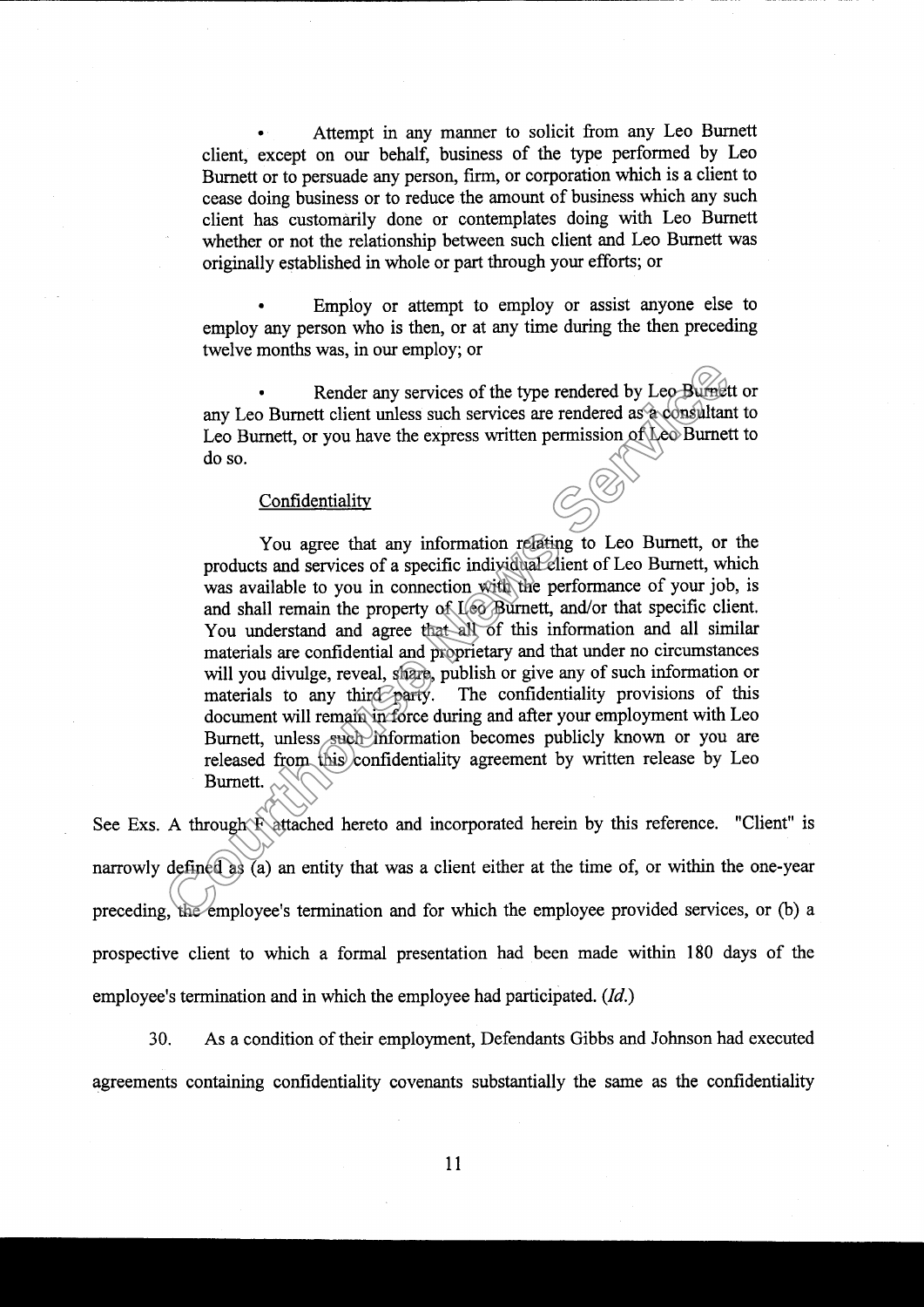- Attempt in any manner to solicit from any Leo Burnett client, except on our behalf, business of the type performed by Leo Burnett or to persuade any person, firm, or corporation which is a client to cease doing business or to reduce the amount of business which any such client has customarily done or contemplates doing with Leo Burnett whether or not the relationship between such client and Leo Burnett was originally established in whole or part through your efforts; or

- Employ or attempt to employ or assist anyone else to employ any person who is then, or at any time during the then preceding twelve months was, in our employ; or

- Render any services of the type rendered by Leo Burnett or any Leo Burnett client unless such services are rendered as a consultant to Leo Burnett, or you have the express written permission of Leo Burnett to do so.

> Confidentiality
>
> You agree that any information relating to Leo Burnett, or the products and services of a specific individual client of Leo Burnett, which was available to you in connection with the performance of your job, is and shall remain the property of Leo Burnett, and/or that specific client. You understand and agree that all of this information and all similar materials are confidential and proprietary and that under no circumstances will you divulge, reveal, share, publish or give any of such information or materials to any third party. The confidentiality provisions of this document will remain in force during and after your employment with Leo Burnett, unless such information becomes publicly known or you are released from this confidentiality agreement by written release by Leo Burnett.

See Exs. A through F attached hereto and incorporated herein by this reference. "Client" is narrowly defined as (a) an entity that was a client either at the time of, or within the one-year preceding, the employee's termination and for which the employee provided services, or (b) a prospective client to which a formal presentation had been made within 180 days of the employee's termination and in which the employee had participated. (*Id.*)

30. As a condition of their employment, Defendants Gibbs and Johnson had executed agreements containing confidentiality covenants substantially the same as the confidentiality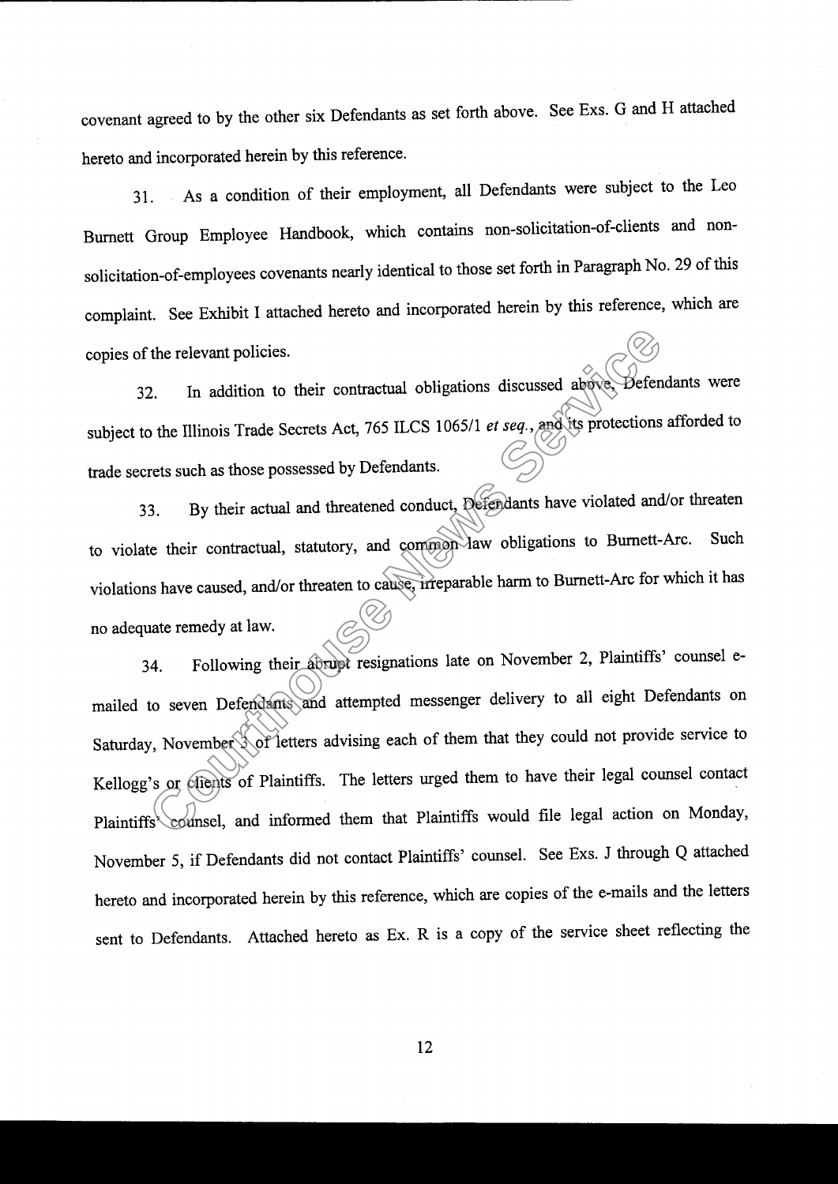covenant agreed to by the other six Defendants as set forth above. See Exs. G and H attached hereto and incorporated herein by this reference.

31. As a condition of their employment, all Defendants were subject to the Leo Burnett Group Employee Handbook, which contains non-solicitation-of-clients and non-solicitation-of-employees covenants nearly identical to those set forth in Paragraph No. 29 of this complaint. See Exhibit I attached hereto and incorporated herein by this reference, which are copies of the relevant policies.

32. In addition to their contractual obligations discussed above, Defendants were subject to the Illinois Trade Secrets Act, 765 ILCS 1065/1 *et seq.*, and its protections afforded to trade secrets such as those possessed by Defendants.

33. By their actual and threatened conduct, Defendants have violated and/or threaten to violate their contractual, statutory, and common law obligations to Burnett-Arc. Such violations have caused, and/or threaten to cause, irreparable harm to Burnett-Arc for which it has no adequate remedy at law.

34. Following their abrupt resignations late on November 2, Plaintiffs' counsel e-mailed to seven Defendants and attempted messenger delivery to all eight Defendants on Saturday, November 3 of letters advising each of them that they could not provide service to Kellogg's or clients of Plaintiffs. The letters urged them to have their legal counsel contact Plaintiffs' counsel, and informed them that Plaintiffs would file legal action on Monday, November 5, if Defendants did not contact Plaintiffs' counsel. See Exs. J through Q attached hereto and incorporated herein by this reference, which are copies of the e-mails and the letters sent to Defendants. Attached hereto as Ex. R is a copy of the service sheet reflecting the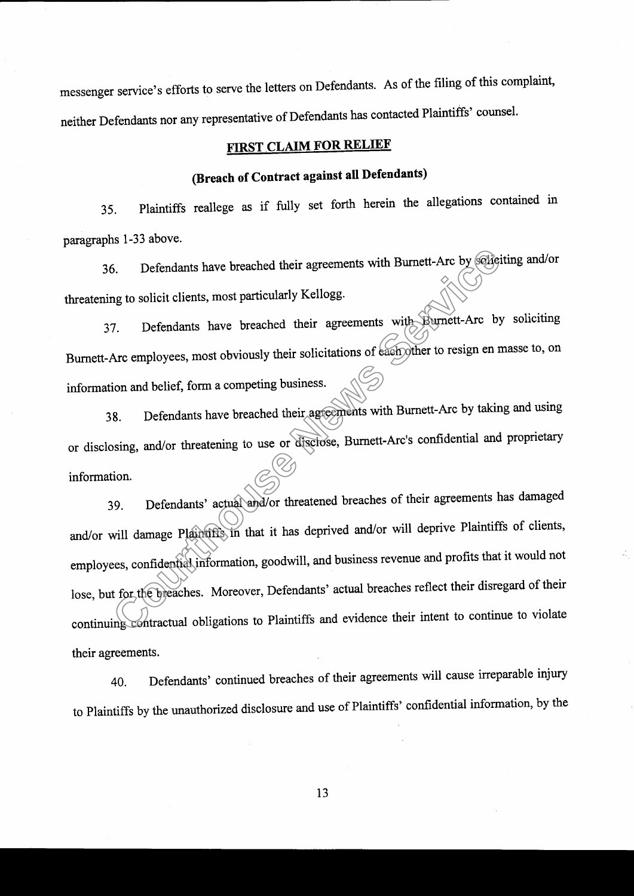messenger service's efforts to serve the letters on Defendants. As of the filing of this complaint, neither Defendants nor any representative of Defendants has contacted Plaintiffs' counsel.

## FIRST CLAIM FOR RELIEF

### (Breach of Contract against all Defendants)

35. Plaintiffs reallege as if fully set forth herein the allegations contained in paragraphs 1-33 above.

36. Defendants have breached their agreements with Burnett-Arc by soliciting and/or threatening to solicit clients, most particularly Kellogg.

37. Defendants have breached their agreements with Burnett-Arc by soliciting Burnett-Arc employees, most obviously their solicitations of each other to resign en masse to, on information and belief, form a competing business.

38. Defendants have breached their agreements with Burnett-Arc by taking and using or disclosing, and/or threatening to use or disclose, Burnett-Arc's confidential and proprietary information.

39. Defendants' actual and/or threatened breaches of their agreements has damaged and/or will damage Plaintiffs in that it has deprived and/or will deprive Plaintiffs of clients, employees, confidential information, goodwill, and business revenue and profits that it would not lose, but for the breaches. Moreover, Defendants' actual breaches reflect their disregard of their continuing contractual obligations to Plaintiffs and evidence their intent to continue to violate their agreements.

40. Defendants' continued breaches of their agreements will cause irreparable injury to Plaintiffs by the unauthorized disclosure and use of Plaintiffs' confidential information, by the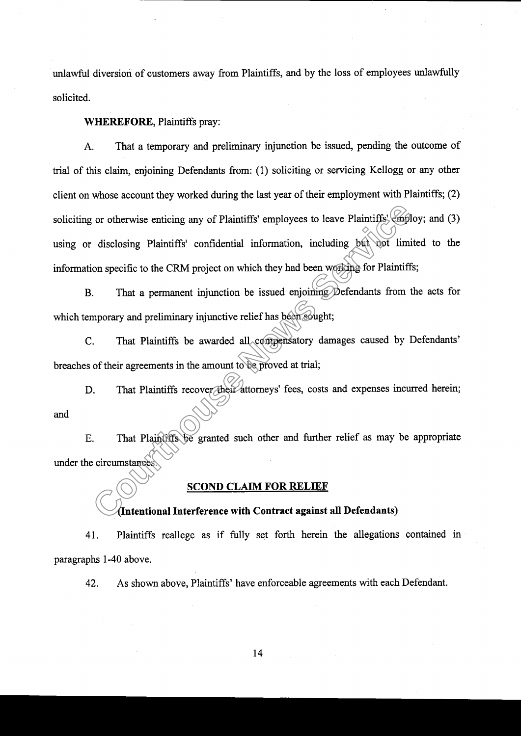unlawful diversion of customers away from Plaintiffs, and by the loss of employees unlawfully solicited.

**WHEREFORE**, Plaintiffs pray:

A. That a temporary and preliminary injunction be issued, pending the outcome of trial of this claim, enjoining Defendants from: (1) soliciting or servicing Kellogg or any other client on whose account they worked during the last year of their employment with Plaintiffs; (2) soliciting or otherwise enticing any of Plaintiffs' employees to leave Plaintiffs' employ; and (3) using or disclosing Plaintiffs' confidential information, including but not limited to the information specific to the CRM project on which they had been working for Plaintiffs;

B. That a permanent injunction be issued enjoining Defendants from the acts for which temporary and preliminary injunctive relief has been sought;

C. That Plaintiffs be awarded all compensatory damages caused by Defendants' breaches of their agreements in the amount to be proved at trial;

D. That Plaintiffs recover their attorneys' fees, costs and expenses incurred herein; and

E. That Plaintiffs be granted such other and further relief as may be appropriate under the circumstances.

**SCOND CLAIM FOR RELIEF**

**(Intentional Interference with Contract against all Defendants)**

41. Plaintiffs reallege as if fully set forth herein the allegations contained in paragraphs 1-40 above.

42. As shown above, Plaintiffs' have enforceable agreements with each Defendant.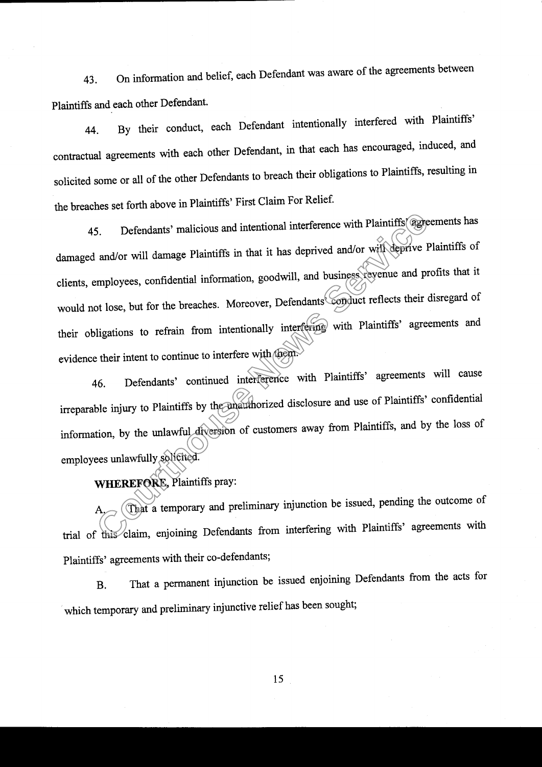43. On information and belief, each Defendant was aware of the agreements between Plaintiffs and each other Defendant.

44. By their conduct, each Defendant intentionally interfered with Plaintiffs' contractual agreements with each other Defendant, in that each has encouraged, induced, and solicited some or all of the other Defendants to breach their obligations to Plaintiffs, resulting in the breaches set forth above in Plaintiffs' First Claim For Relief.

45. Defendants' malicious and intentional interference with Plaintiffs' agreements has damaged and/or will damage Plaintiffs in that it has deprived and/or will deprive Plaintiffs of clients, employees, confidential information, goodwill, and business revenue and profits that it would not lose, but for the breaches. Moreover, Defendants' conduct reflects their disregard of their obligations to refrain from intentionally interfering with Plaintiffs' agreements and evidence their intent to continue to interfere with them.

46. Defendants' continued interference with Plaintiffs' agreements will cause irreparable injury to Plaintiffs by the unauthorized disclosure and use of Plaintiffs' confidential information, by the unlawful diversion of customers away from Plaintiffs, and by the loss of employees unlawfully solicited.

**WHEREFORE**, Plaintiffs pray:

A. That a temporary and preliminary injunction be issued, pending the outcome of trial of this claim, enjoining Defendants from interfering with Plaintiffs' agreements with Plaintiffs' agreements with their co-defendants;

B. That a permanent injunction be issued enjoining Defendants from the acts for which temporary and preliminary injunctive relief has been sought;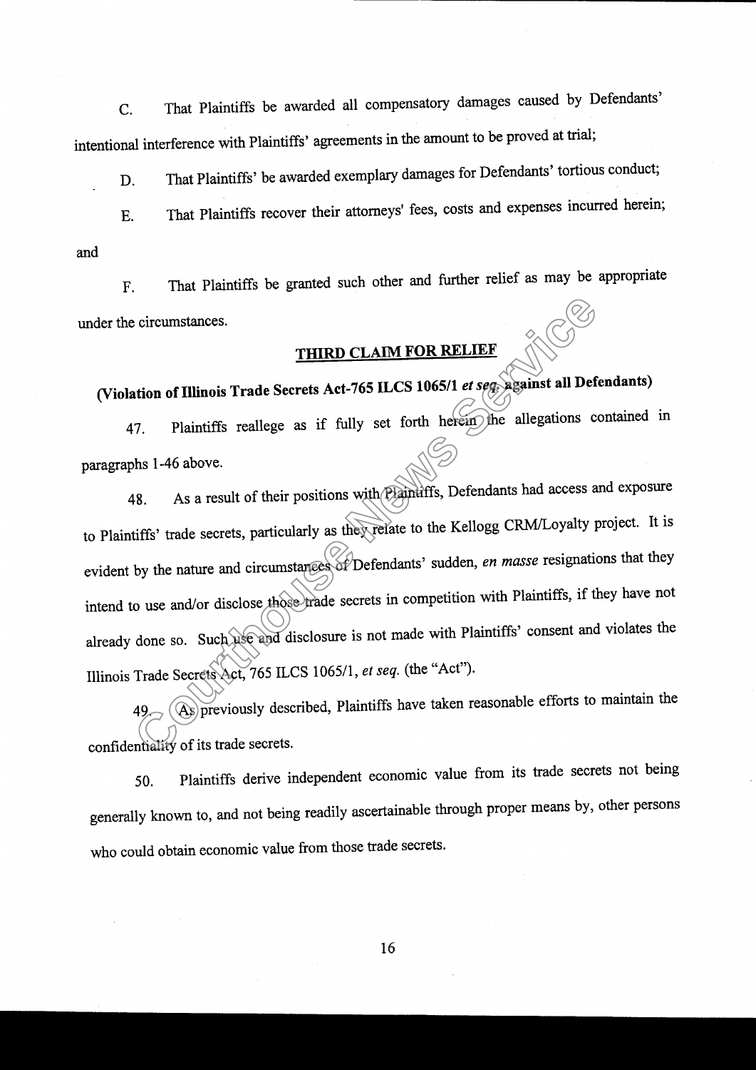C. That Plaintiffs be awarded all compensatory damages caused by Defendants' intentional interference with Plaintiffs' agreements in the amount to be proved at trial;

D. That Plaintiffs' be awarded exemplary damages for Defendants' tortious conduct;

E. That Plaintiffs recover their attorneys' fees, costs and expenses incurred herein; and

F. That Plaintiffs be granted such other and further relief as may be appropriate under the circumstances.

## THIRD CLAIM FOR RELIEF

**(Violation of Illinois Trade Secrets Act-765 ILCS 1065/1 *et seq.* against all Defendants)**

47. Plaintiffs reallege as if fully set forth herein the allegations contained in paragraphs 1-46 above.

48. As a result of their positions with Plaintiffs, Defendants had access and exposure to Plaintiffs' trade secrets, particularly as they relate to the Kellogg CRM/Loyalty project. It is evident by the nature and circumstances of Defendants' sudden, *en masse* resignations that they intend to use and/or disclose those trade secrets in competition with Plaintiffs, if they have not already done so. Such use and disclosure is not made with Plaintiffs' consent and violates the Illinois Trade Secrets Act, 765 ILCS 1065/1, *et seq.* (the "Act").

49. As previously described, Plaintiffs have taken reasonable efforts to maintain the confidentiality of its trade secrets.

50. Plaintiffs derive independent economic value from its trade secrets not being generally known to, and not being readily ascertainable through proper means by, other persons who could obtain economic value from those trade secrets.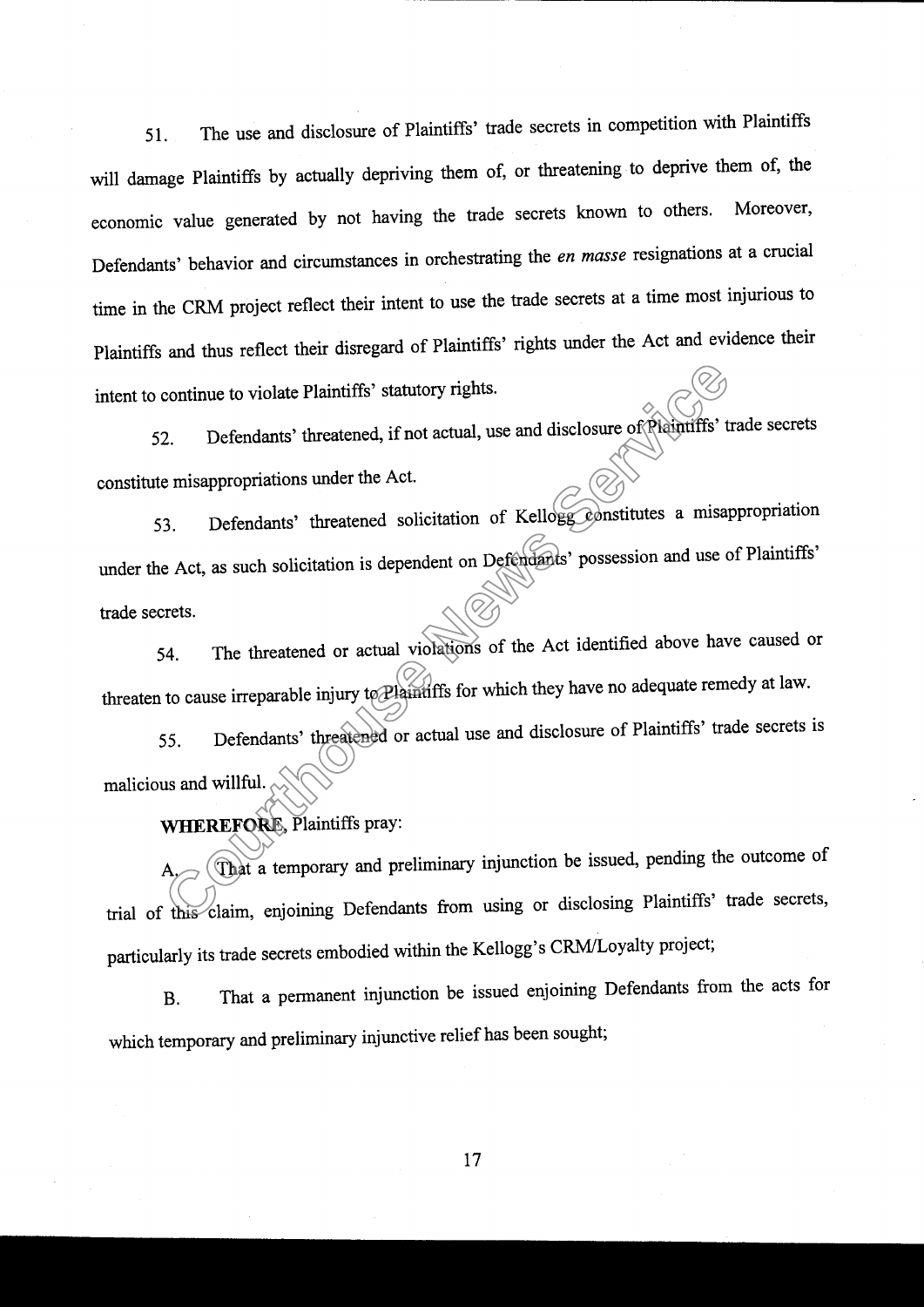51. The use and disclosure of Plaintiffs' trade secrets in competition with Plaintiffs will damage Plaintiffs by actually depriving them of, or threatening to deprive them of, the economic value generated by not having the trade secrets known to others. Moreover, Defendants' behavior and circumstances in orchestrating the *en masse* resignations at a crucial time in the CRM project reflect their intent to use the trade secrets at a time most injurious to Plaintiffs and thus reflect their disregard of Plaintiffs' rights under the Act and evidence their intent to continue to violate Plaintiffs' statutory rights.

52. Defendants' threatened, if not actual, use and disclosure of Plaintiffs' trade secrets constitute misappropriations under the Act.

53. Defendants' threatened solicitation of Kellogg constitutes a misappropriation under the Act, as such solicitation is dependent on Defendants' possession and use of Plaintiffs' trade secrets.

54. The threatened or actual violations of the Act identified above have caused or threaten to cause irreparable injury to Plaintiffs for which they have no adequate remedy at law.

55. Defendants' threatened or actual use and disclosure of Plaintiffs' trade secrets is malicious and willful.

**WHEREFORE**, Plaintiffs pray:

A. That a temporary and preliminary injunction be issued, pending the outcome of trial of this claim, enjoining Defendants from using or disclosing Plaintiffs' trade secrets, particularly its trade secrets embodied within the Kellogg's CRM/Loyalty project;

B. That a permanent injunction be issued enjoining Defendants from the acts for which temporary and preliminary injunctive relief has been sought;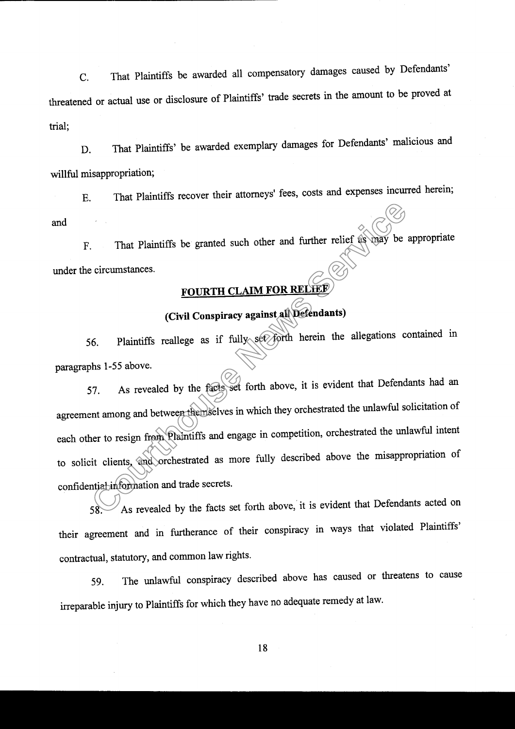C. That Plaintiffs be awarded all compensatory damages caused by Defendants' threatened or actual use or disclosure of Plaintiffs' trade secrets in the amount to be proved at trial;

D. That Plaintiffs' be awarded exemplary damages for Defendants' malicious and willful misappropriation;

E. That Plaintiffs recover their attorneys' fees, costs and expenses incurred herein; and

F. That Plaintiffs be granted such other and further relief as may be appropriate under the circumstances.

## FOURTH CLAIM FOR RELIEF

## (Civil Conspiracy against all Defendants)

56. Plaintiffs reallege as if fully set forth herein the allegations contained in paragraphs 1-55 above.

57. As revealed by the facts set forth above, it is evident that Defendants had an agreement among and between themselves in which they orchestrated the unlawful solicitation of each other to resign from Plaintiffs and engage in competition, orchestrated the unlawful intent to solicit clients, and orchestrated as more fully described above the misappropriation of confidential information and trade secrets.

58. As revealed by the facts set forth above, it is evident that Defendants acted on their agreement and in furtherance of their conspiracy in ways that violated Plaintiffs' contractual, statutory, and common law rights.

59. The unlawful conspiracy described above has caused or threatens to cause irreparable injury to Plaintiffs for which they have no adequate remedy at law.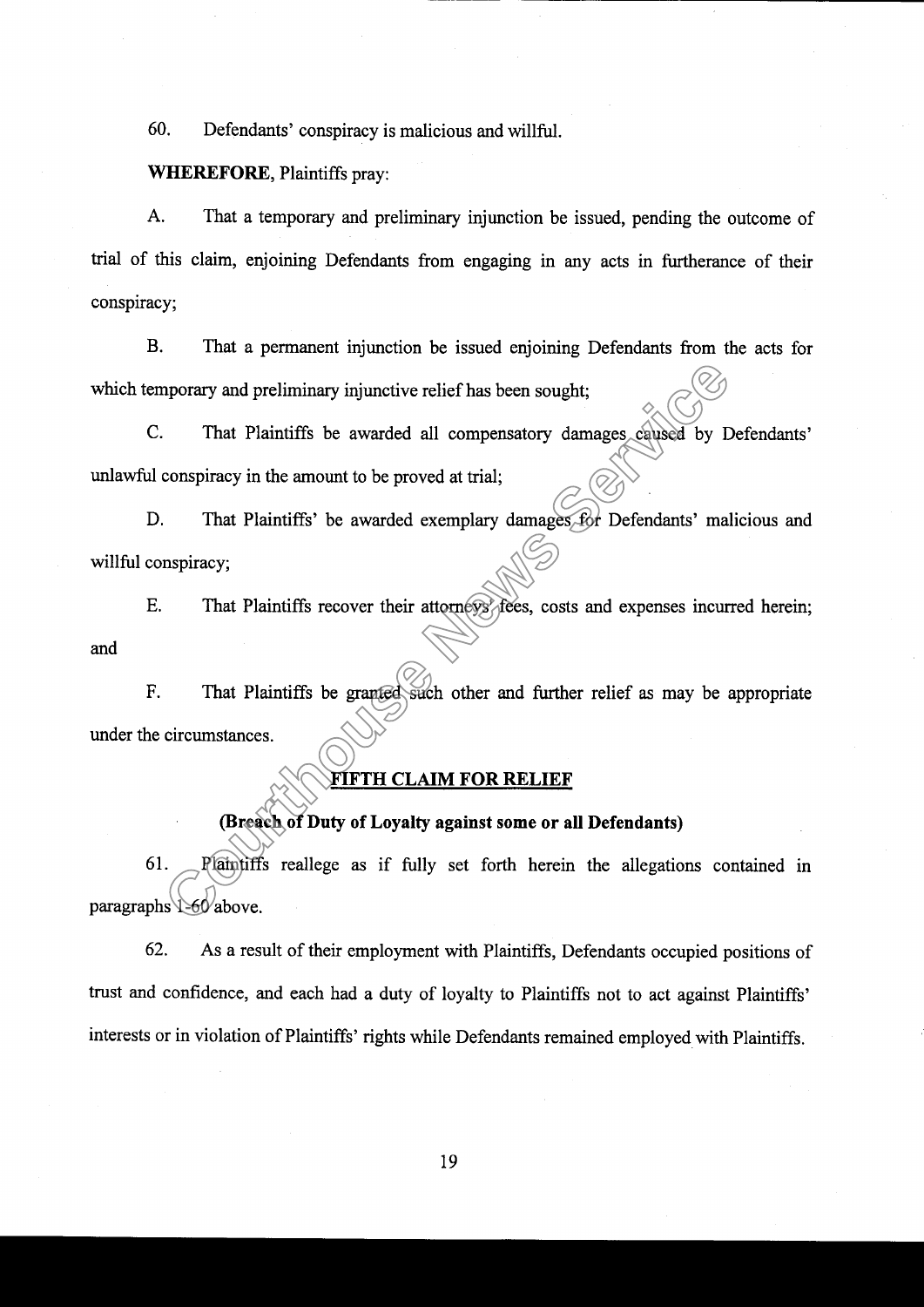60. Defendants' conspiracy is malicious and willful.

**WHEREFORE**, Plaintiffs pray:

A. That a temporary and preliminary injunction be issued, pending the outcome of trial of this claim, enjoining Defendants from engaging in any acts in furtherance of their conspiracy;

B. That a permanent injunction be issued enjoining Defendants from the acts for which temporary and preliminary injunctive relief has been sought;

C. That Plaintiffs be awarded all compensatory damages caused by Defendants' unlawful conspiracy in the amount to be proved at trial;

D. That Plaintiffs' be awarded exemplary damages for Defendants' malicious and willful conspiracy;

E. That Plaintiffs recover their attorneys' fees, costs and expenses incurred herein; and

F. That Plaintiffs be granted such other and further relief as may be appropriate under the circumstances.

## FIFTH CLAIM FOR RELIEF

### (Breach of Duty of Loyalty against some or all Defendants)

61. Plaintiffs reallege as if fully set forth herein the allegations contained in paragraphs 1-60 above.

62. As a result of their employment with Plaintiffs, Defendants occupied positions of trust and confidence, and each had a duty of loyalty to Plaintiffs not to act against Plaintiffs' interests or in violation of Plaintiffs' rights while Defendants remained employed with Plaintiffs.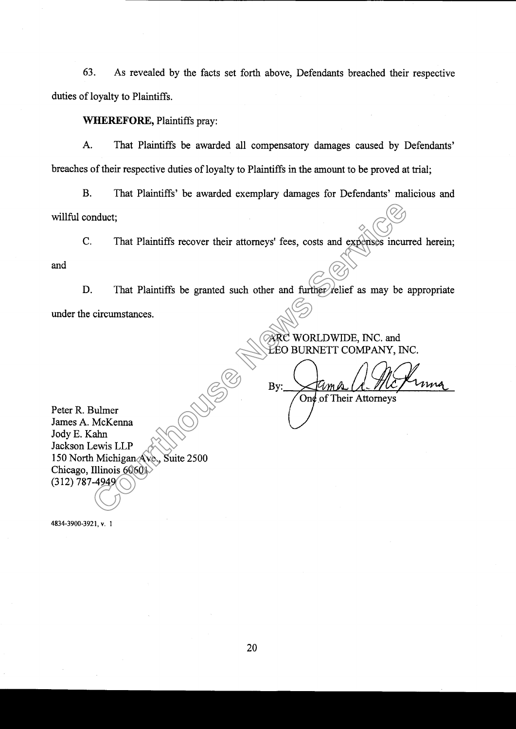63. As revealed by the facts set forth above, Defendants breached their respective duties of loyalty to Plaintiffs.

**WHEREFORE,** Plaintiffs pray:

A. That Plaintiffs be awarded all compensatory damages caused by Defendants' breaches of their respective duties of loyalty to Plaintiffs in the amount to be proved at trial;

B. That Plaintiffs' be awarded exemplary damages for Defendants' malicious and willful conduct;

C. That Plaintiffs recover their attorneys' fees, costs and expenses incurred herein; and

D. That Plaintiffs be granted such other and further relief as may be appropriate under the circumstances.

ARC WORLDWIDE, INC. and
LEO BURNETT COMPANY, INC.

By: James A. McKenna
One of Their Attorneys

Peter R. Bulmer
James A. McKenna
Jody E. Kahn
Jackson Lewis LLP
150 North Michigan Ave., Suite 2500
Chicago, Illinois 60601
(312) 787-4949

4834-3900-3921, v. 1